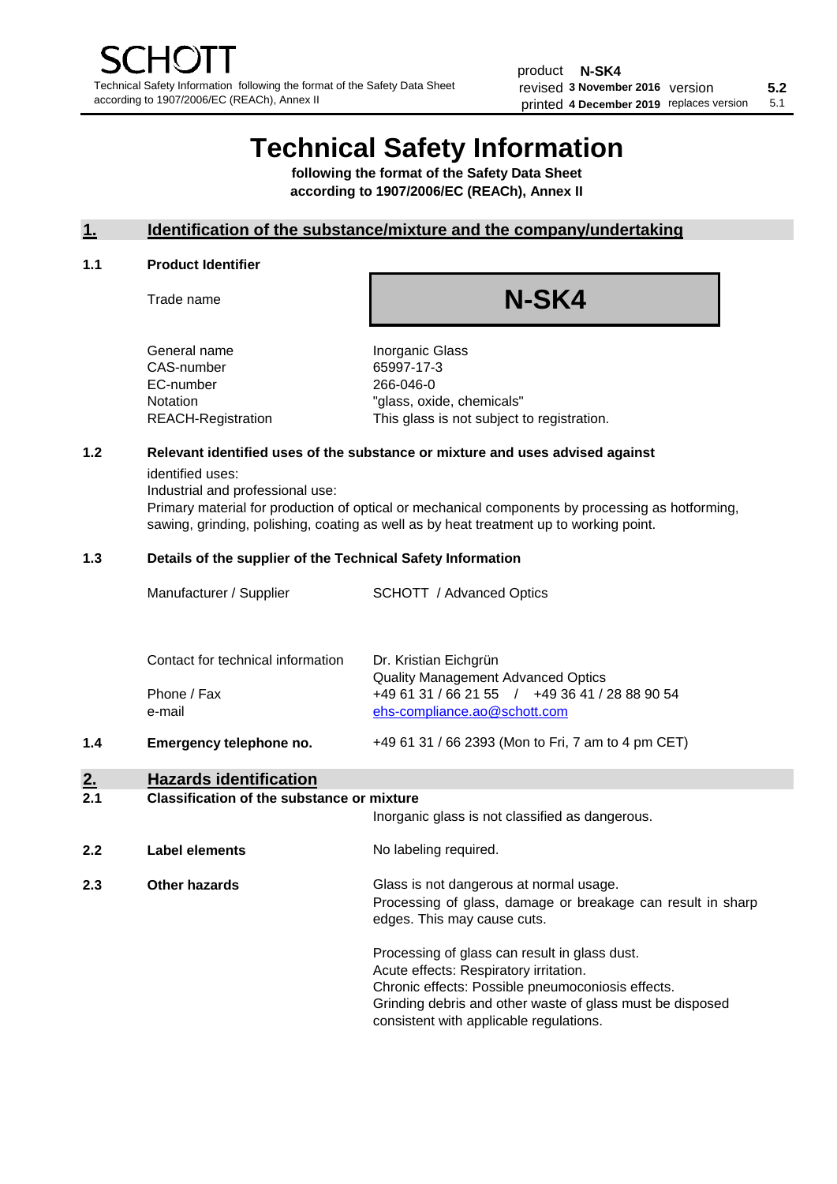SCHOTT

Technical Safety Information following the format of the Safety Data Sheet according to 1907/2006/EC (REACh), Annex II

| product | N-SK4 | | |
|---|---|---|---|
| revised | 3 November 2016 | version | 5.2 |
| printed | 4 December 2019 | replaces version | 5.1 |

# Technical Safety Information

**following the format of the Safety Data Sheet according to 1907/2006/EC (REACh), Annex II**

## 1. Identification of the substance/mixture and the company/undertaking

### 1.1 Product Identifier

| | |
|---|---|
| Trade name | **N-SK4** |
| General name | Inorganic Glass |
| CAS-number | 65997-17-3 |
| EC-number | 266-046-0 |
| Notation | "glass, oxide, chemicals" |
| REACH-Registration | This glass is not subject to registration. |

### 1.2 Relevant identified uses of the substance or mixture and uses advised against

identified uses:
Industrial and professional use:
Primary material for production of optical or mechanical components by processing as hotforming, sawing, grinding, polishing, coating as well as by heat treatment up to working point.

### 1.3 Details of the supplier of the Technical Safety Information

| | |
|---|---|
| Manufacturer / Supplier | SCHOTT / Advanced Optics |
| Contact for technical information | Dr. Kristian Eichgrün<br>Quality Management Advanced Optics |
| Phone / Fax | +49 61 31 / 66 21 55 / +49 36 41 / 28 88 90 54 |
| e-mail | ehs-compliance.ao@schott.com |

### 1.4 Emergency telephone no.

+49 61 31 / 66 2393 (Mon to Fri, 7 am to 4 pm CET)

## 2. Hazards identification

### 2.1 Classification of the substance or mixture

Inorganic glass is not classified as dangerous.

### 2.2 Label elements

No labeling required.

### 2.3 Other hazards

Glass is not dangerous at normal usage.
Processing of glass, damage or breakage can result in sharp edges. This may cause cuts.

Processing of glass can result in glass dust.
Acute effects: Respiratory irritation.
Chronic effects: Possible pneumoconiosis effects.
Grinding debris and other waste of glass must be disposed consistent with applicable regulations.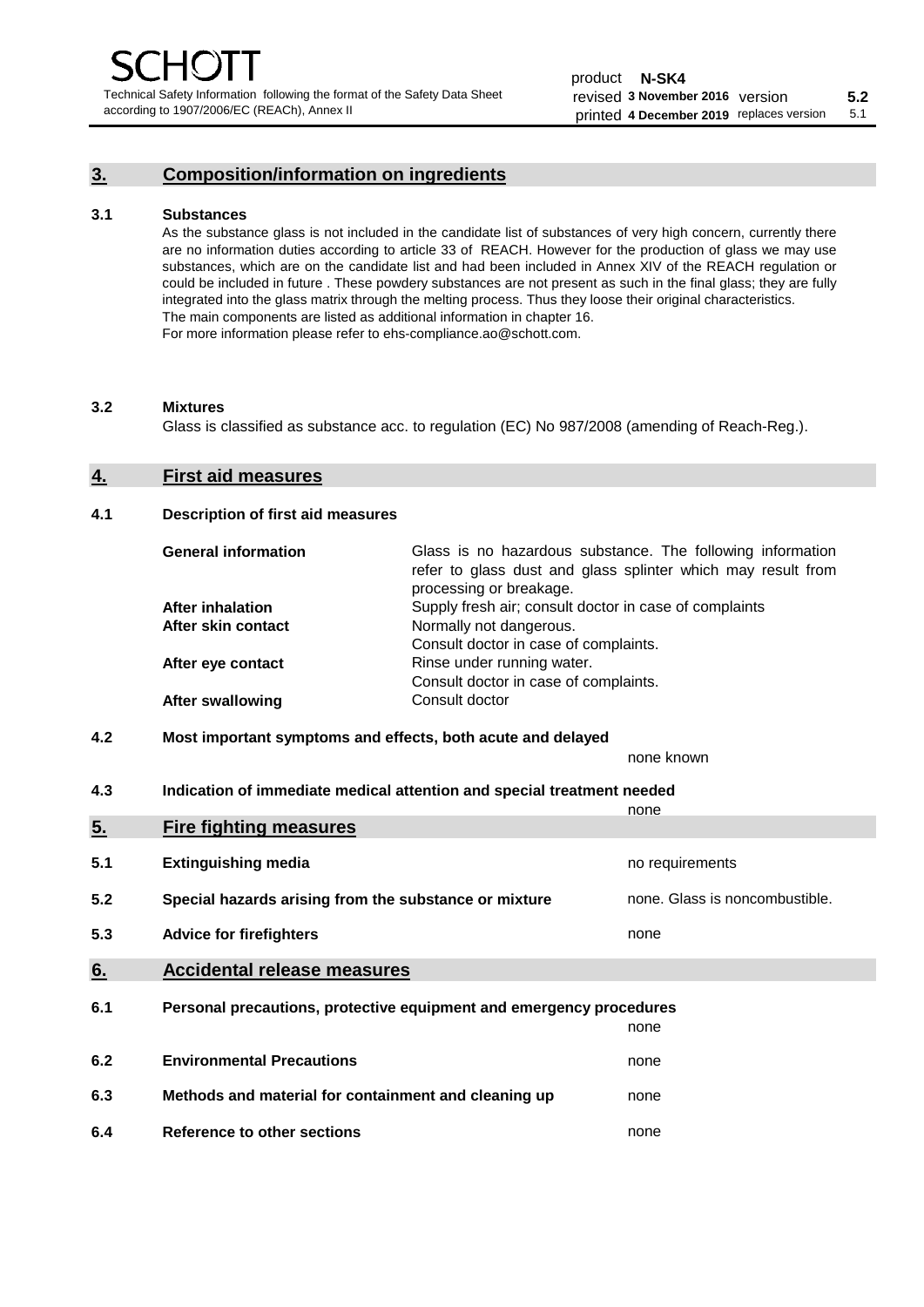## 3. Composition/information on ingredients

### 3.1 Substances

As the substance glass is not included in the candidate list of substances of very high concern, currently there are no information duties according to article 33 of REACH. However for the production of glass we may use substances, which are on the candidate list and had been included in Annex XIV of the REACH regulation or could be included in future . These powdery substances are not present as such in the final glass; they are fully integrated into the glass matrix through the melting process. Thus they loose their original characteristics. The main components are listed as additional information in chapter 16.
For more information please refer to ehs-compliance.ao@schott.com.

### 3.2 Mixtures

Glass is classified as substance acc. to regulation (EC) No 987/2008 (amending of Reach-Reg.).

## 4. First aid measures

### 4.1 Description of first aid measures

| | |
|---|---|
| **General information** | Glass is no hazardous substance. The following information refer to glass dust and glass splinter which may result from processing or breakage. |
| **After inhalation** | Supply fresh air; consult doctor in case of complaints |
| **After skin contact** | Normally not dangerous. Consult doctor in case of complaints. |
| **After eye contact** | Rinse under running water. Consult doctor in case of complaints. |
| **After swallowing** | Consult doctor |

### 4.2 Most important symptoms and effects, both acute and delayed

none known

### 4.3 Indication of immediate medical attention and special treatment needed

none

## 5. Fire fighting measures

| | | |
|---|---|---|
| **5.1** | **Extinguishing media** | no requirements |
| **5.2** | **Special hazards arising from the substance or mixture** | none. Glass is noncombustible. |
| **5.3** | **Advice for firefighters** | none |

## 6. Accidental release measures

| | | |
|---|---|---|
| **6.1** | **Personal precautions, protective equipment and emergency procedures** | none |
| **6.2** | **Environmental Precautions** | none |
| **6.3** | **Methods and material for containment and cleaning up** | none |
| **6.4** | **Reference to other sections** | none |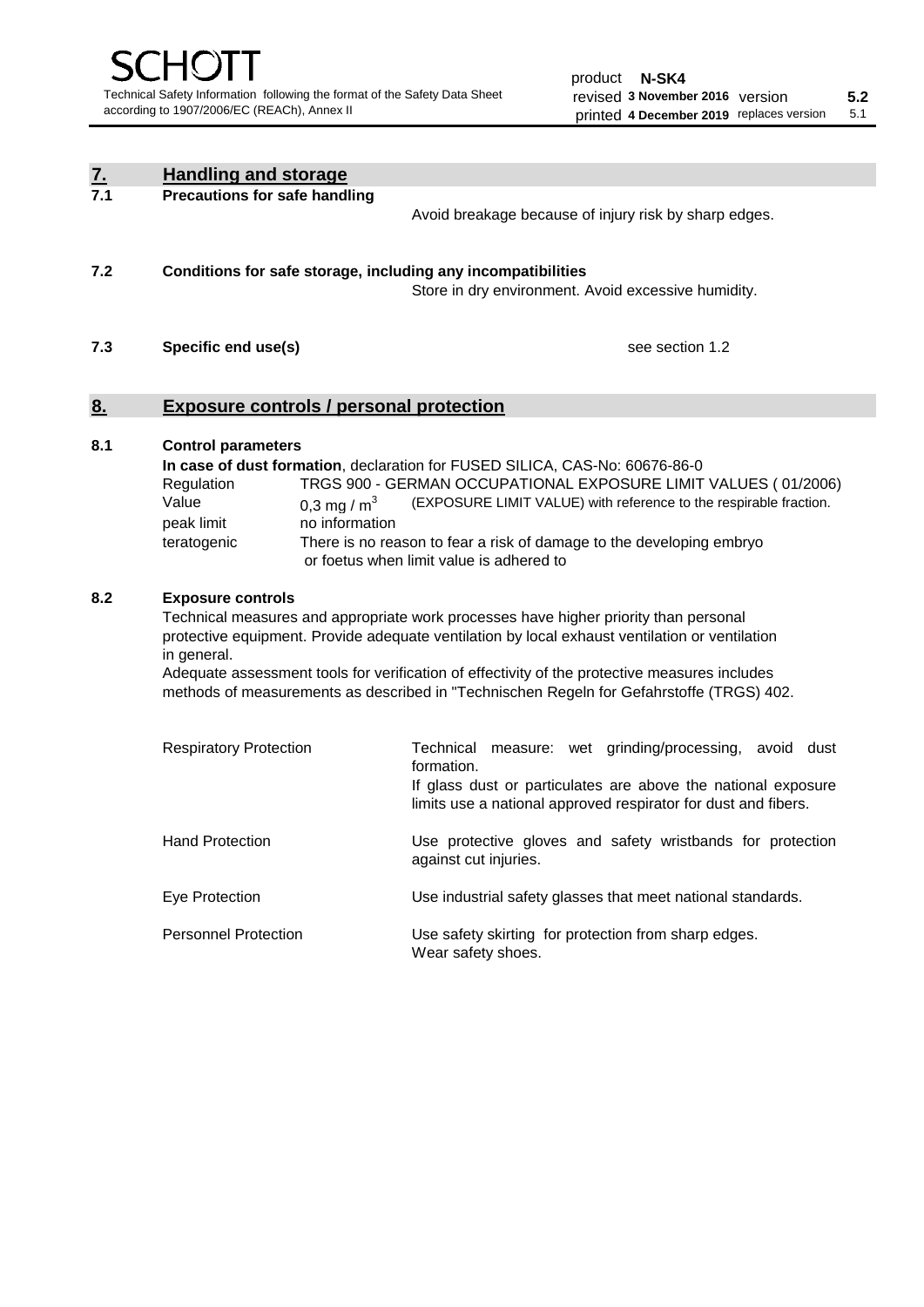## 7. Handling and storage

### 7.1 Precautions for safe handling

Avoid breakage because of injury risk by sharp edges.

### 7.2 Conditions for safe storage, including any incompatibilities

Store in dry environment. Avoid excessive humidity.

### 7.3 Specific end use(s)

see section 1.2

## 8. Exposure controls / personal protection

### 8.1 Control parameters

**In case of dust formation**, declaration for FUSED SILICA, CAS-No: 60676-86-0

| | | |
|---|---|---|
| Regulation | TRGS 900 - GERMAN OCCUPATIONAL EXPOSURE LIMIT VALUES ( 01/2006) | |
| Value | 0,3 mg / m$^3$ | (EXPOSURE LIMIT VALUE) with reference to the respirable fraction. |
| peak limit | no information | |
| teratogenic | There is no reason to fear a risk of damage to the developing embryo or foetus when limit value is adhered to | |

### 8.2 Exposure controls

Technical measures and appropriate work processes have higher priority than personal protective equipment. Provide adequate ventilation by local exhaust ventilation or ventilation in general.

Adequate assessment tools for verification of effectivity of the protective measures includes methods of measurements as described in "Technischen Regeln for Gefahrstoffe (TRGS) 402.

| | |
|---|---|
| Respiratory Protection | Technical measure: wet grinding/processing, avoid dust formation. If glass dust or particulates are above the national exposure limits use a national approved respirator for dust and fibers. |
| Hand Protection | Use protective gloves and safety wristbands for protection against cut injuries. |
| Eye Protection | Use industrial safety glasses that meet national standards. |
| Personnel Protection | Use safety skirting for protection from sharp edges. Wear safety shoes. |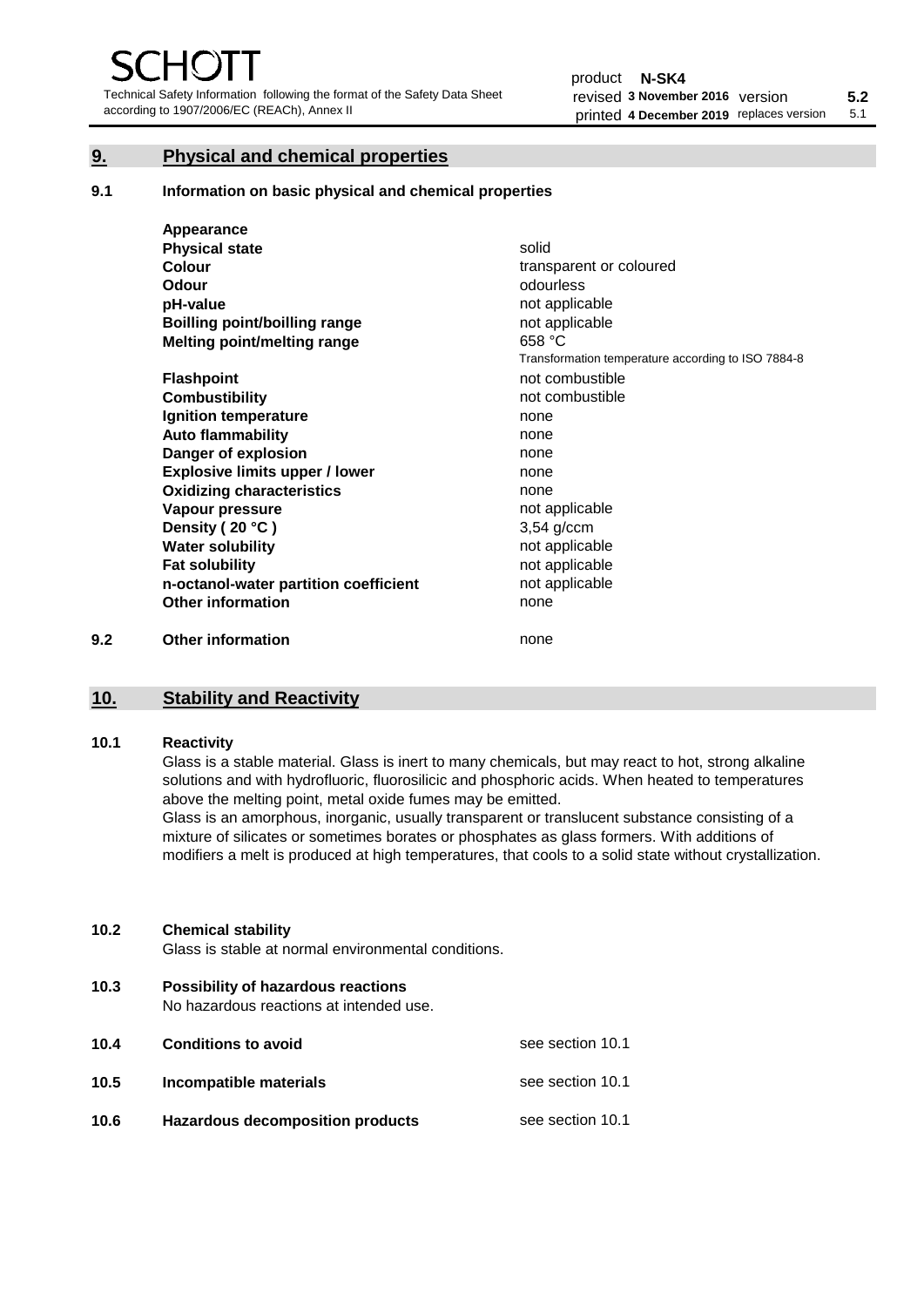## 9. Physical and chemical properties

### 9.1 Information on basic physical and chemical properties

| | |
|---|---|
| **Appearance** | |
| **Physical state** | solid |
| **Colour** | transparent or coloured |
| **Odour** | odourless |
| **pH-value** | not applicable |
| **Boilling point/boilling range** | not applicable |
| **Melting point/melting range** | 658 °C<br>Transformation temperature according to ISO 7884-8 |
| **Flashpoint** | not combustible |
| **Combustibility** | not combustible |
| **Ignition temperature** | none |
| **Auto flammability** | none |
| **Danger of explosion** | none |
| **Explosive limits upper / lower** | none |
| **Oxidizing characteristics** | none |
| **Vapour pressure** | not applicable |
| **Density ( 20 °C )** | 3,54 g/ccm |
| **Water solubility** | not applicable |
| **Fat solubility** | not applicable |
| **n-octanol-water partition coefficient** | not applicable |
| **Other information** | none |

### 9.2 Other information

none

## 10. Stability and Reactivity

### 10.1 Reactivity

Glass is a stable material. Glass is inert to many chemicals, but may react to hot, strong alkaline solutions and with hydrofluoric, fluorosilicic and phosphoric acids. When heated to temperatures above the melting point, metal oxide fumes may be emitted.
Glass is an amorphous, inorganic, usually transparent or translucent substance consisting of a mixture of silicates or sometimes borates or phosphates as glass formers. With additions of modifiers a melt is produced at high temperatures, that cools to a solid state without crystallization.

### 10.2 Chemical stability

Glass is stable at normal environmental conditions.

### 10.3 Possibility of hazardous reactions

No hazardous reactions at intended use.

| | | |
|---|---|---|
| **10.4** | **Conditions to avoid** | see section 10.1 |
| **10.5** | **Incompatible materials** | see section 10.1 |
| **10.6** | **Hazardous decomposition products** | see section 10.1 |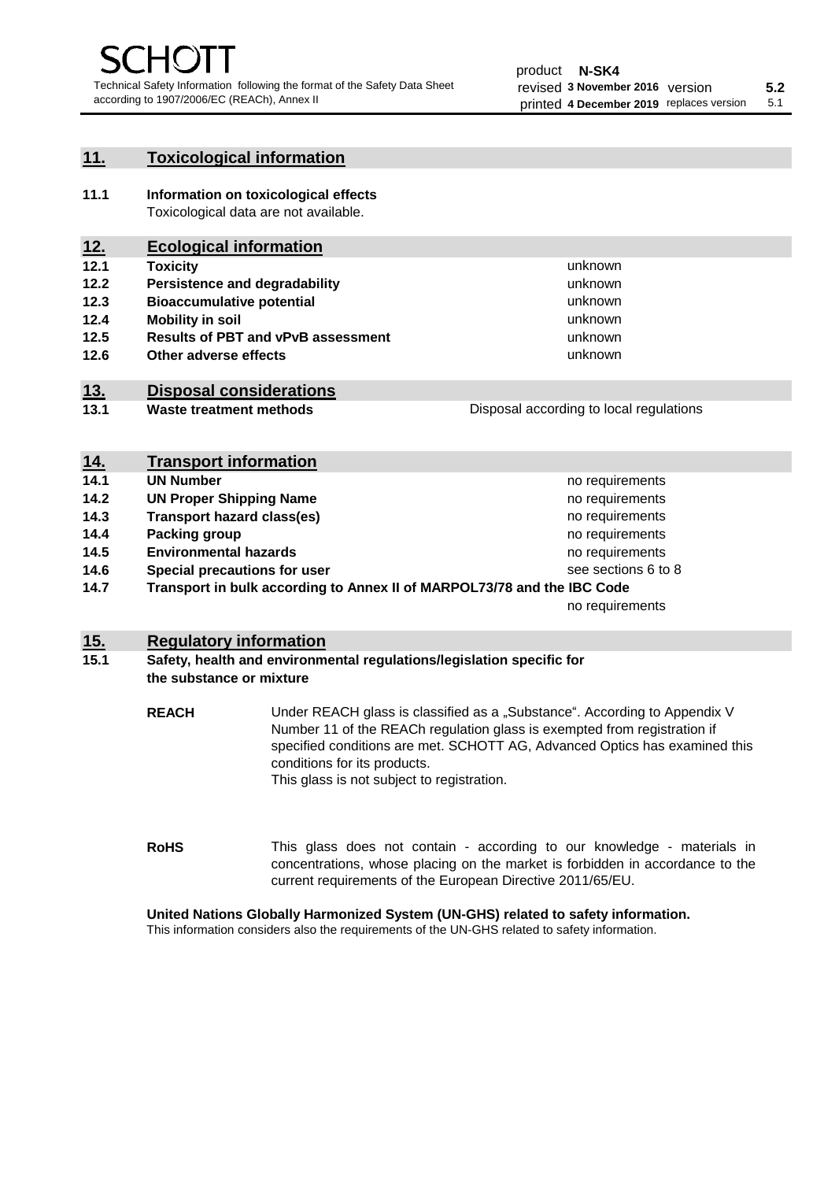## 11. Toxicological information

**11.1 Information on toxicological effects**

Toxicological data are not available.

## 12. Ecological information

| | | |
|---|---|---|
| **12.1** | **Toxicity** | unknown |
| **12.2** | **Persistence and degradability** | unknown |
| **12.3** | **Bioaccumulative potential** | unknown |
| **12.4** | **Mobility in soil** | unknown |
| **12.5** | **Results of PBT and vPvB assessment** | unknown |
| **12.6** | **Other adverse effects** | unknown |

## 13. Disposal considerations

| | | |
|---|---|---|
| **13.1** | **Waste treatment methods** | Disposal according to local regulations |

## 14. Transport information

| | | |
|---|---|---|
| **14.1** | **UN Number** | no requirements |
| **14.2** | **UN Proper Shipping Name** | no requirements |
| **14.3** | **Transport hazard class(es)** | no requirements |
| **14.4** | **Packing group** | no requirements |
| **14.5** | **Environmental hazards** | no requirements |
| **14.6** | **Special precautions for user** | see sections 6 to 8 |
| **14.7** | **Transport in bulk according to Annex II of MARPOL73/78 and the IBC Code** | no requirements |

## 15. Regulatory information

**15.1 Safety, health and environmental regulations/legislation specific for the substance or mixture**

**REACH** Under REACH glass is classified as a „Substance“. According to Appendix V Number 11 of the REACh regulation glass is exempted from registration if specified conditions are met. SCHOTT AG, Advanced Optics has examined this conditions for its products.
This glass is not subject to registration.

**RoHS** This glass does not contain - according to our knowledge - materials in concentrations, whose placing on the market is forbidden in accordance to the current requirements of the European Directive 2011/65/EU.

**United Nations Globally Harmonized System (UN-GHS) related to safety information.**

This information considers also the requirements of the UN-GHS related to safety information.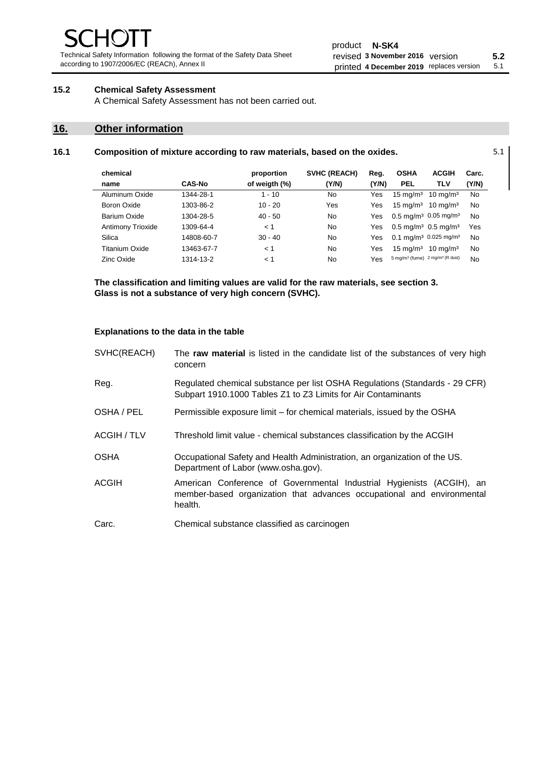### 15.2 Chemical Safety Assessment

A Chemical Safety Assessment has not been carried out.

## 16. Other information

### 16.1 Composition of mixture according to raw materials, based on the oxides.

5.1

| chemical name | CAS-No | proportion of weigth (%) | SVHC (REACH) (Y/N) | Reg. (Y/N) | OSHA PEL | ACGIH TLV | Carc. (Y/N) |
|---|---|---|---|---|---|---|---|
| Aluminum Oxide | 1344-28-1 | 1 - 10 | No | Yes | 15 mg/m³ | 10 mg/m³ | No |
| Boron Oxide | 1303-86-2 | 10 - 20 | Yes | Yes | 15 mg/m³ | 10 mg/m³ | No |
| Barium Oxide | 1304-28-5 | 40 - 50 | No | Yes | 0.5 mg/m³ | 0.05 mg/m³ | No |
| Antimony Trioxide | 1309-64-4 | < 1 | No | Yes | 0.5 mg/m³ | 0.5 mg/m³ | Yes |
| Silica | 14808-60-7 | 30 - 40 | No | Yes | 0.1 mg/m³ | 0.025 mg/m³ | No |
| Titanium Oxide | 13463-67-7 | < 1 | No | Yes | 15 mg/m³ | 10 mg/m³ | No |
| Zinc Oxide | 1314-13-2 | < 1 | No | Yes | 5 mg/m³ (fume) | 2 mg/m³ (R dust) | No |

**The classification and limiting values are valid for the raw materials, see section 3.**
**Glass is not a substance of very high concern (SVHC).**

**Explanations to the data in the table**

| | |
|---|---|
| SVHC(REACH) | The **raw material** is listed in the candidate list of the substances of very high concern |
| Reg. | Regulated chemical substance per list OSHA Regulations (Standards - 29 CFR) Subpart 1910.1000 Tables Z1 to Z3 Limits for Air Contaminants |
| OSHA / PEL | Permissible exposure limit – for chemical materials, issued by the OSHA |
| ACGIH / TLV | Threshold limit value - chemical substances classification by the ACGIH |
| OSHA | Occupational Safety and Health Administration, an organization of the US. Department of Labor (www.osha.gov). |
| ACGIH | American Conference of Governmental Industrial Hygienists (ACGIH), an member-based organization that advances occupational and environmental health. |
| Carc. | Chemical substance classified as carcinogen |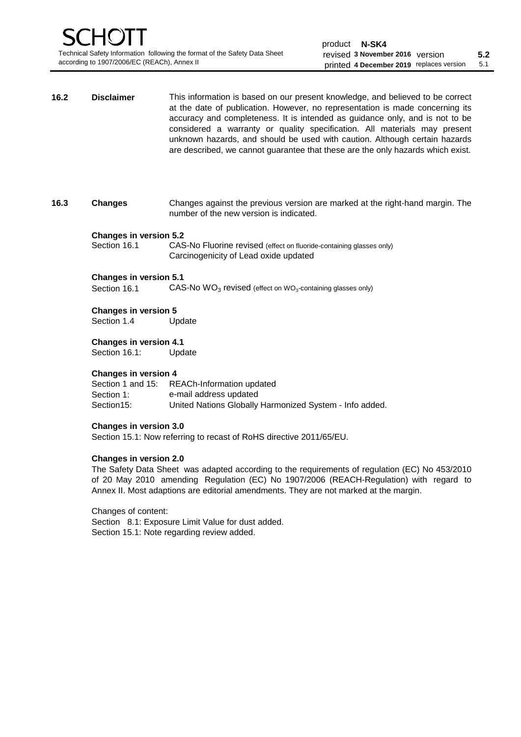**16.2 Disclaimer**

This information is based on our present knowledge, and believed to be correct at the date of publication. However, no representation is made concerning its accuracy and completeness. It is intended as guidance only, and is not to be considered a warranty or quality specification. All materials may present unknown hazards, and should be used with caution. Although certain hazards are described, we cannot guarantee that these are the only hazards which exist.

**16.3 Changes**

Changes against the previous version are marked at the right-hand margin. The number of the new version is indicated.

**Changes in version 5.2**

Section 16.1 CAS-No Fluorine revised (effect on fluoride-containing glasses only)
Carcinogenicity of Lead oxide updated

**Changes in version 5.1**

Section 16.1 CAS-No $WO_3$ revised (effect on $WO_3$-containing glasses only)

**Changes in version 5**

Section 1.4 Update

**Changes in version 4.1**

Section 16.1: Update

**Changes in version 4**

Section 1 and 15: REACh-Information updated
Section 1: e-mail address updated
Section15: United Nations Globally Harmonized System - Info added.

**Changes in version 3.0**

Section 15.1: Now referring to recast of RoHS directive 2011/65/EU.

**Changes in version 2.0**

The Safety Data Sheet was adapted according to the requirements of regulation (EC) No 453/2010 of 20 May 2010 amending Regulation (EC) No 1907/2006 (REACH-Regulation) with regard to Annex II. Most adaptions are editorial amendments. They are not marked at the margin.

Changes of content:
Section 8.1: Exposure Limit Value for dust added.
Section 15.1: Note regarding review added.